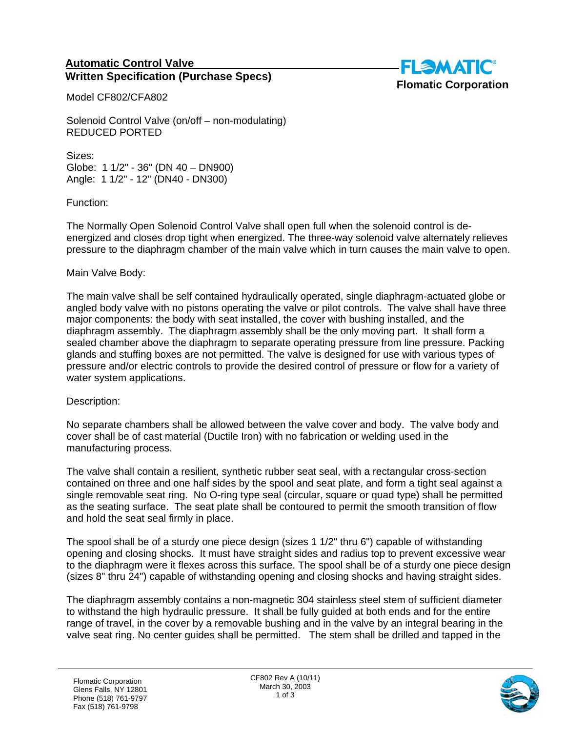**Automatic Control Valve**
**Written Specification (Purchase Specs)**

**Flomatic Corporation**

Model CF802/CFA802

Solenoid Control Valve (on/off – non-modulating)
REDUCED PORTED

Sizes:
Globe: 1 1/2" - 36" (DN 40 – DN900)
Angle: 1 1/2" - 12" (DN40 - DN300)

Function:

The Normally Open Solenoid Control Valve shall open full when the solenoid control is de-energized and closes drop tight when energized. The three-way solenoid valve alternately relieves pressure to the diaphragm chamber of the main valve which in turn causes the main valve to open.

Main Valve Body:

The main valve shall be self contained hydraulically operated, single diaphragm-actuated globe or angled body valve with no pistons operating the valve or pilot controls. The valve shall have three major components: the body with seat installed, the cover with bushing installed, and the diaphragm assembly. The diaphragm assembly shall be the only moving part. It shall form a sealed chamber above the diaphragm to separate operating pressure from line pressure. Packing glands and stuffing boxes are not permitted. The valve is designed for use with various types of pressure and/or electric controls to provide the desired control of pressure or flow for a variety of water system applications.

Description:

No separate chambers shall be allowed between the valve cover and body. The valve body and cover shall be of cast material (Ductile Iron) with no fabrication or welding used in the manufacturing process.

The valve shall contain a resilient, synthetic rubber seat seal, with a rectangular cross-section contained on three and one half sides by the spool and seat plate, and form a tight seal against a single removable seat ring. No O-ring type seal (circular, square or quad type) shall be permitted as the seating surface. The seat plate shall be contoured to permit the smooth transition of flow and hold the seat seal firmly in place.

The spool shall be of a sturdy one piece design (sizes 1 1/2" thru 6") capable of withstanding opening and closing shocks. It must have straight sides and radius top to prevent excessive wear to the diaphragm were it flexes across this surface. The spool shall be of a sturdy one piece design (sizes 8" thru 24") capable of withstanding opening and closing shocks and having straight sides.

The diaphragm assembly contains a non-magnetic 304 stainless steel stem of sufficient diameter to withstand the high hydraulic pressure. It shall be fully guided at both ends and for the entire range of travel, in the cover by a removable bushing and in the valve by an integral bearing in the valve seat ring. No center guides shall be permitted. The stem shall be drilled and tapped in the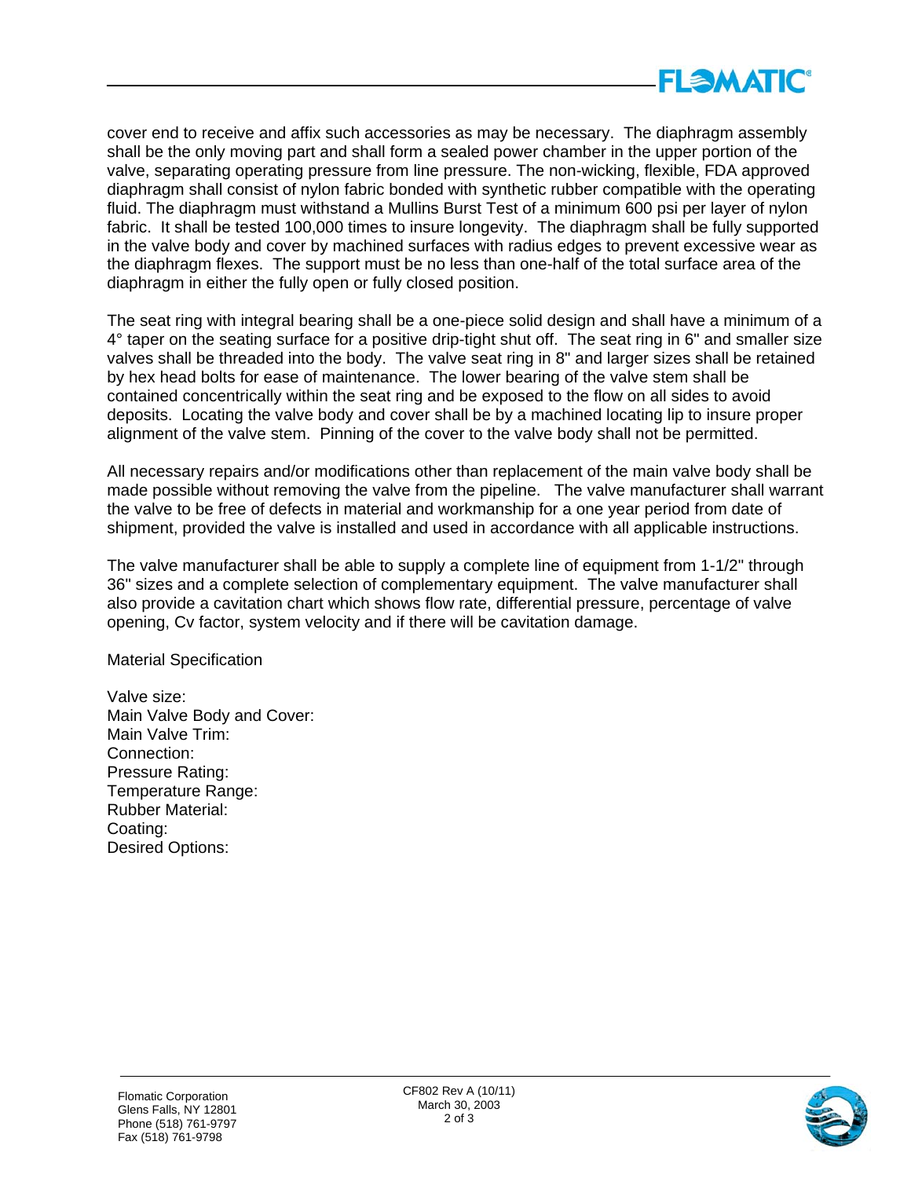cover end to receive and affix such accessories as may be necessary. The diaphragm assembly shall be the only moving part and shall form a sealed power chamber in the upper portion of the valve, separating operating pressure from line pressure. The non-wicking, flexible, FDA approved diaphragm shall consist of nylon fabric bonded with synthetic rubber compatible with the operating fluid. The diaphragm must withstand a Mullins Burst Test of a minimum 600 psi per layer of nylon fabric. It shall be tested 100,000 times to insure longevity. The diaphragm shall be fully supported in the valve body and cover by machined surfaces with radius edges to prevent excessive wear as the diaphragm flexes. The support must be no less than one-half of the total surface area of the diaphragm in either the fully open or fully closed position.

The seat ring with integral bearing shall be a one-piece solid design and shall have a minimum of a 4° taper on the seating surface for a positive drip-tight shut off. The seat ring in 6" and smaller size valves shall be threaded into the body. The valve seat ring in 8" and larger sizes shall be retained by hex head bolts for ease of maintenance. The lower bearing of the valve stem shall be contained concentrically within the seat ring and be exposed to the flow on all sides to avoid deposits. Locating the valve body and cover shall be by a machined locating lip to insure proper alignment of the valve stem. Pinning of the cover to the valve body shall not be permitted.

All necessary repairs and/or modifications other than replacement of the main valve body shall be made possible without removing the valve from the pipeline. The valve manufacturer shall warrant the valve to be free of defects in material and workmanship for a one year period from date of shipment, provided the valve is installed and used in accordance with all applicable instructions.

The valve manufacturer shall be able to supply a complete line of equipment from 1-1/2" through 36" sizes and a complete selection of complementary equipment. The valve manufacturer shall also provide a cavitation chart which shows flow rate, differential pressure, percentage of valve opening, Cv factor, system velocity and if there will be cavitation damage.

Material Specification

Valve size:
Main Valve Body and Cover:
Main Valve Trim:
Connection:
Pressure Rating:
Temperature Range:
Rubber Material:
Coating:
Desired Options: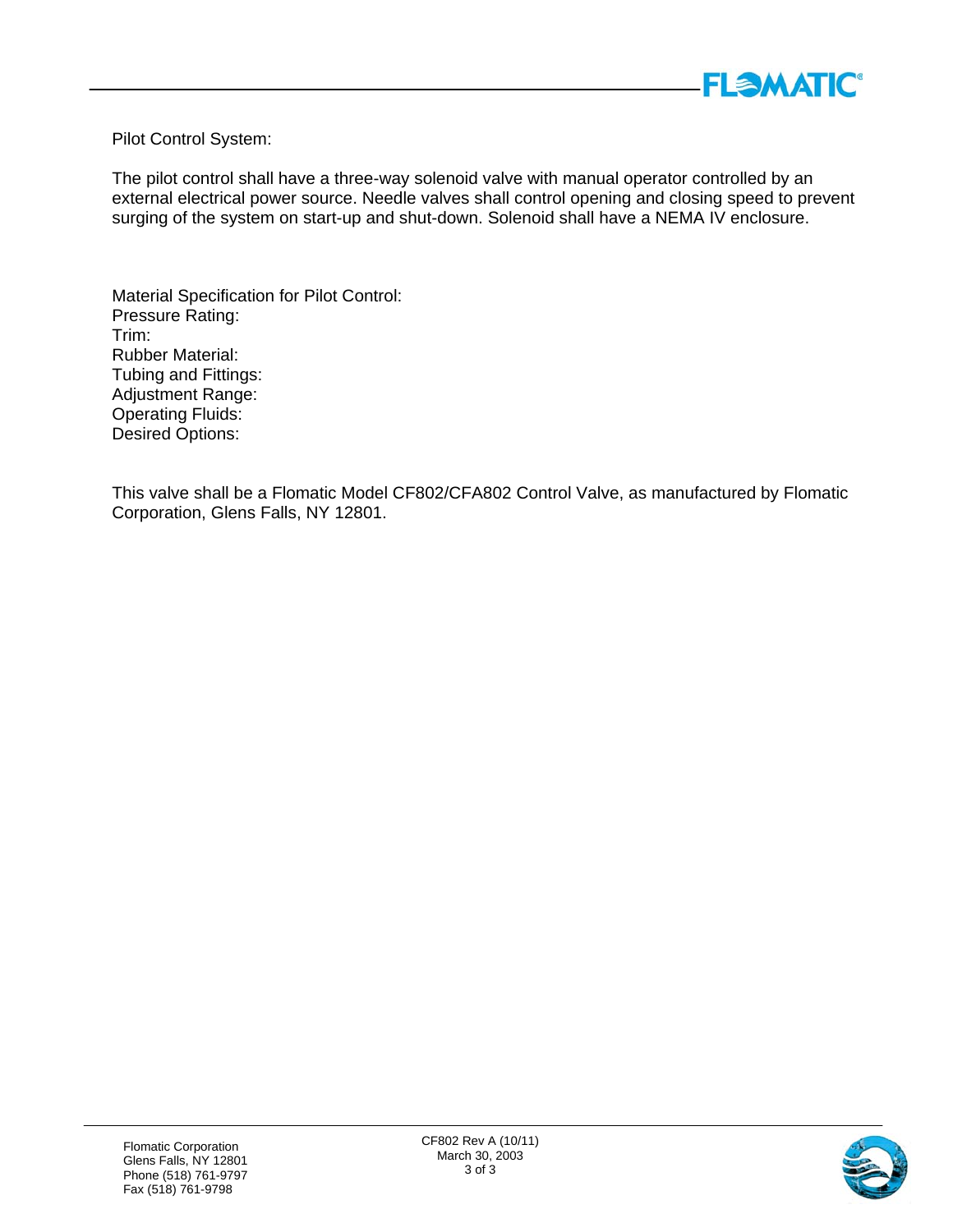Pilot Control System:

The pilot control shall have a three-way solenoid valve with manual operator controlled by an external electrical power source. Needle valves shall control opening and closing speed to prevent surging of the system on start-up and shut-down. Solenoid shall have a NEMA IV enclosure.

Material Specification for Pilot Control:
Pressure Rating:
Trim:
Rubber Material:
Tubing and Fittings:
Adjustment Range:
Operating Fluids:
Desired Options:

This valve shall be a Flomatic Model CF802/CFA802 Control Valve, as manufactured by Flomatic Corporation, Glens Falls, NY 12801.